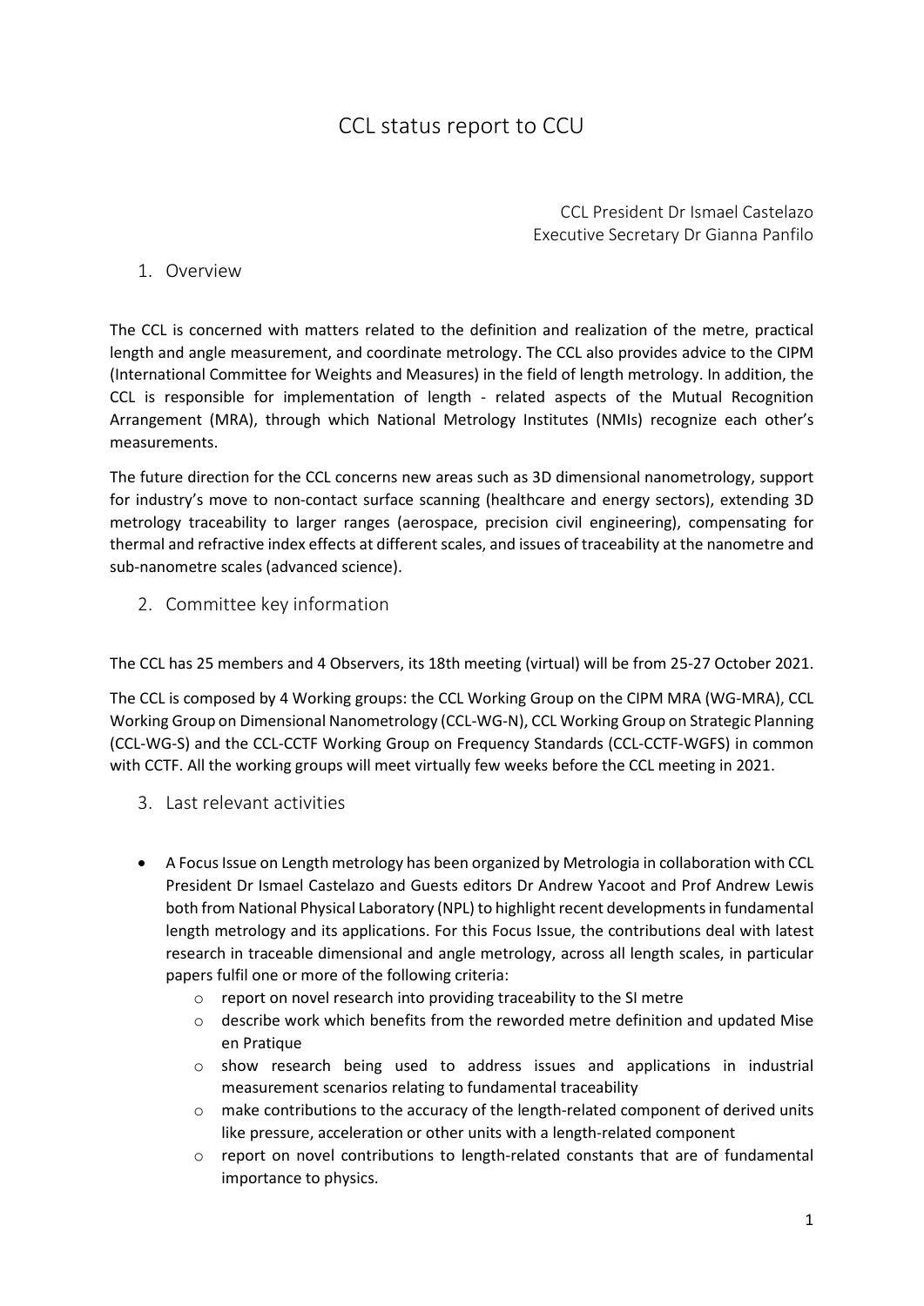# CCL status report to CCU

CCL President Dr Ismael Castelazo
Executive Secretary Dr Gianna Panfilo

## 1. Overview

The CCL is concerned with matters related to the definition and realization of the metre, practical length and angle measurement, and coordinate metrology. The CCL also provides advice to the CIPM (International Committee for Weights and Measures) in the field of length metrology. In addition, the CCL is responsible for implementation of length - related aspects of the Mutual Recognition Arrangement (MRA), through which National Metrology Institutes (NMIs) recognize each other's measurements.

The future direction for the CCL concerns new areas such as 3D dimensional nanometrology, support for industry's move to non-contact surface scanning (healthcare and energy sectors), extending 3D metrology traceability to larger ranges (aerospace, precision civil engineering), compensating for thermal and refractive index effects at different scales, and issues of traceability at the nanometre and sub-nanometre scales (advanced science).

## 2. Committee key information

The CCL has 25 members and 4 Observers, its 18th meeting (virtual) will be from 25-27 October 2021.

The CCL is composed by 4 Working groups: the CCL Working Group on the CIPM MRA (WG-MRA), CCL Working Group on Dimensional Nanometrology (CCL-WG-N), CCL Working Group on Strategic Planning (CCL-WG-S) and the CCL-CCTF Working Group on Frequency Standards (CCL-CCTF-WGFS) in common with CCTF. All the working groups will meet virtually few weeks before the CCL meeting in 2021.

## 3. Last relevant activities

- A Focus Issue on Length metrology has been organized by Metrologia in collaboration with CCL President Dr Ismael Castelazo and Guests editors Dr Andrew Yacoot and Prof Andrew Lewis both from National Physical Laboratory (NPL) to highlight recent developments in fundamental length metrology and its applications. For this Focus Issue, the contributions deal with latest research in traceable dimensional and angle metrology, across all length scales, in particular papers fulfil one or more of the following criteria:
  - report on novel research into providing traceability to the SI metre
  - describe work which benefits from the reworded metre definition and updated Mise en Pratique
  - show research being used to address issues and applications in industrial measurement scenarios relating to fundamental traceability
  - make contributions to the accuracy of the length-related component of derived units like pressure, acceleration or other units with a length-related component
  - report on novel contributions to length-related constants that are of fundamental importance to physics.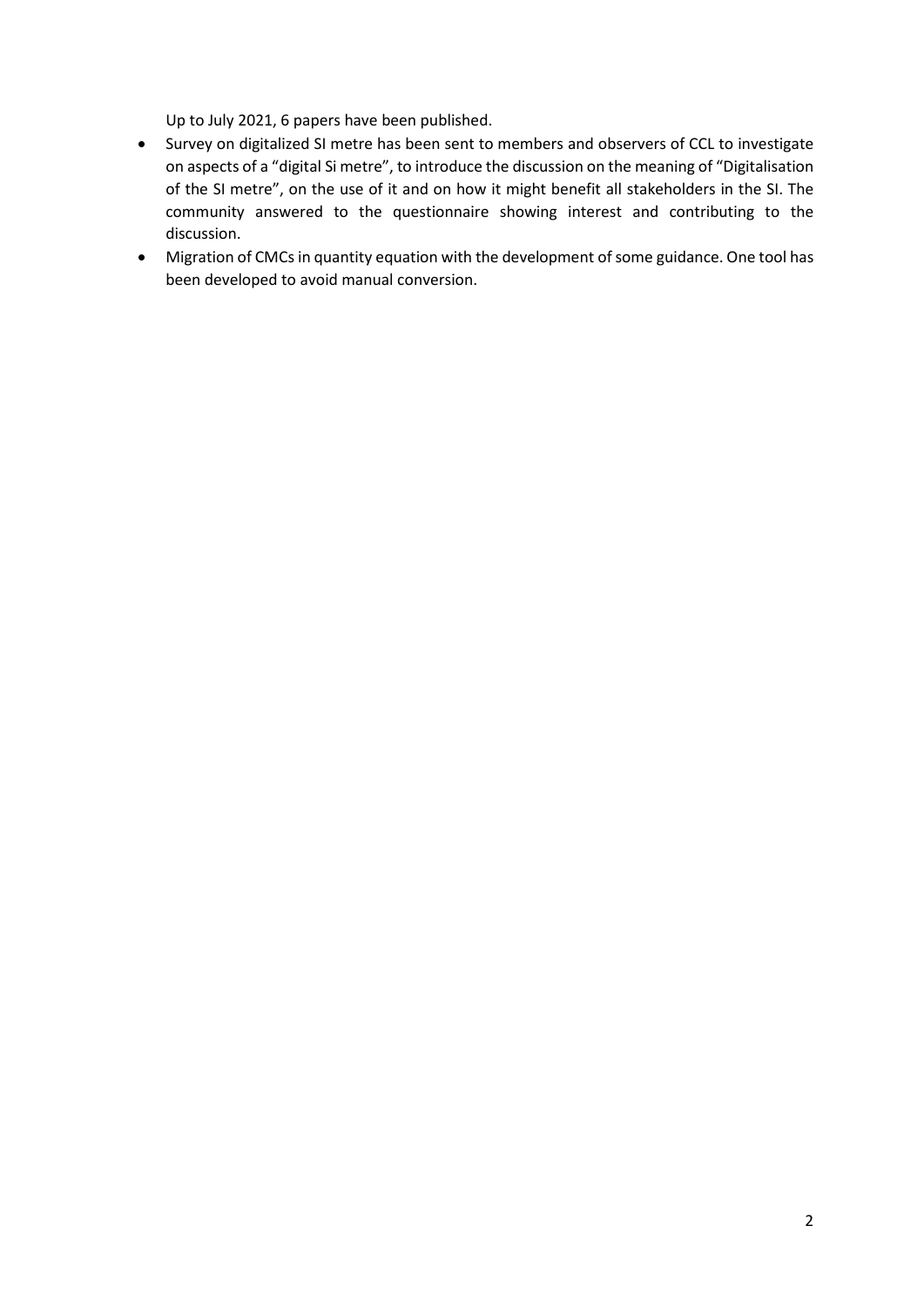Up to July 2021, 6 papers have been published.

- Survey on digitalized SI metre has been sent to members and observers of CCL to investigate on aspects of a "digital Si metre", to introduce the discussion on the meaning of "Digitalisation of the SI metre", on the use of it and on how it might benefit all stakeholders in the SI. The community answered to the questionnaire showing interest and contributing to the discussion.
- Migration of CMCs in quantity equation with the development of some guidance. One tool has been developed to avoid manual conversion.